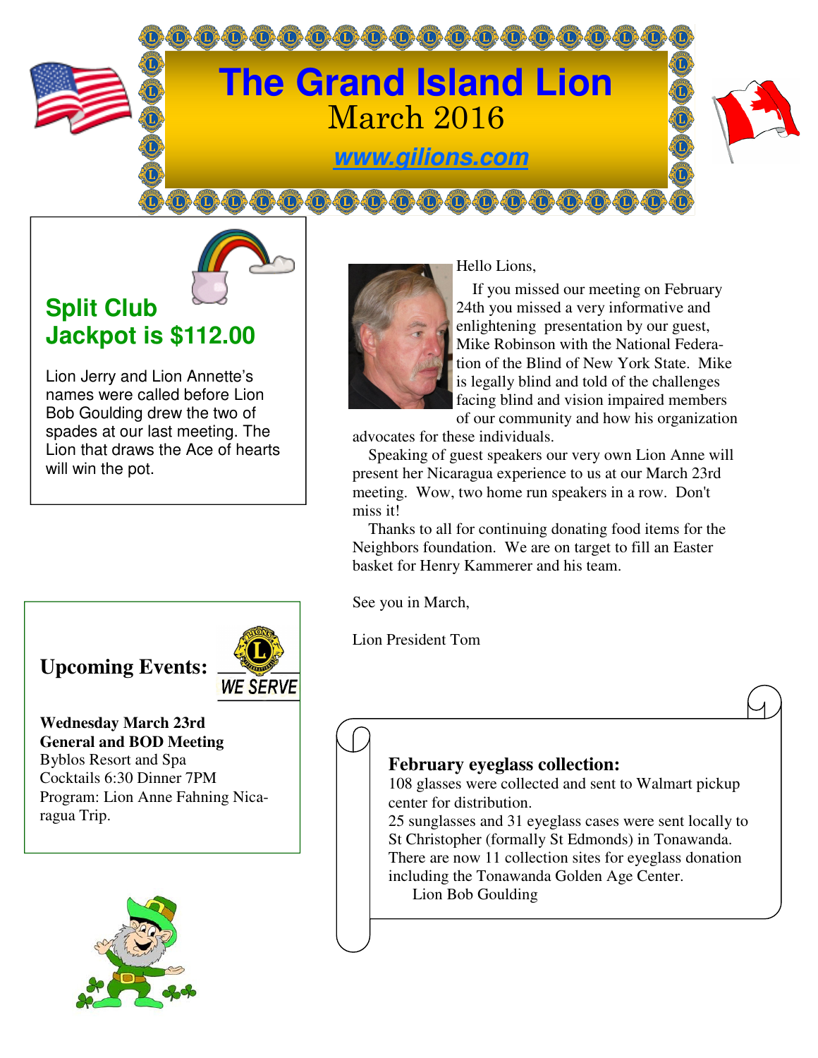# The Grand Island Lion

March 2016

*www.gilions.com*

## Split Club Jackpot is $112.00

Lion Jerry and Lion Annette's names were called before Lion Bob Goulding drew the two of spades at our last meeting. The Lion that draws the Ace of hearts will win the pot.

Hello Lions,

If you missed our meeting on February 24th you missed a very informative and enlightening presentation by our guest, Mike Robinson with the National Federation of the Blind of New York State. Mike is legally blind and told of the challenges facing blind and vision impaired members of our community and how his organization advocates for these individuals.

Speaking of guest speakers our very own Lion Anne will present her Nicaragua experience to us at our March 23rd meeting. Wow, two home run speakers in a row. Don't miss it!

Thanks to all for continuing donating food items for the Neighbors foundation. We are on target to fill an Easter basket for Henry Kammerer and his team.

See you in March,

Lion President Tom

## Upcoming Events:

WE SERVE

**Wednesday March 23rd**
**General and BOD Meeting**
Byblos Resort and Spa
Cocktails 6:30 Dinner 7PM
Program: Lion Anne Fahning Nicaragua Trip.

### February eyeglass collection:

108 glasses were collected and sent to Walmart pickup center for distribution.
25 sunglasses and 31 eyeglass cases were sent locally to St Christopher (formally St Edmonds) in Tonawanda.
There are now 11 collection sites for eyeglass donation including the Tonawanda Golden Age Center.
Lion Bob Goulding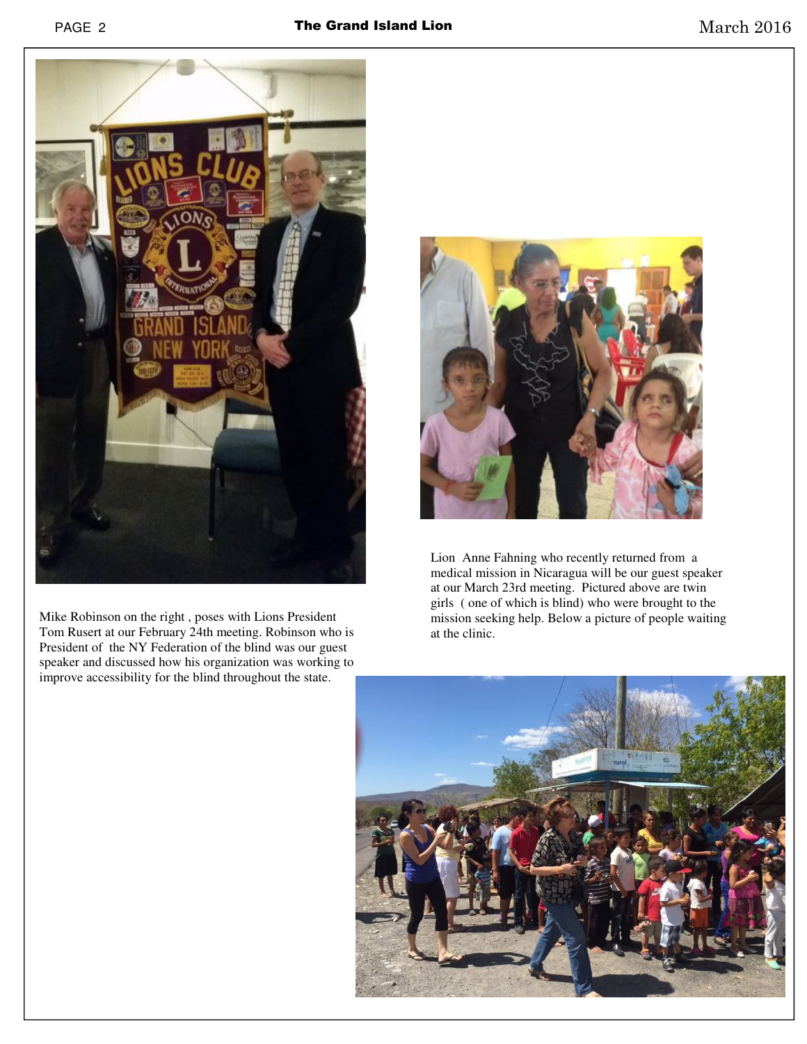Mike Robinson on the right , poses with Lions President Tom Rusert at our February 24th meeting. Robinson who is President of the NY Federation of the blind was our guest speaker and discussed how his organization was working to improve accessibility for the blind throughout the state.

Lion Anne Fahning who recently returned from a medical mission in Nicaragua will be our guest speaker at our March 23rd meeting. Pictured above are twin girls ( one of which is blind) who were brought to the mission seeking help. Below a picture of people waiting at the clinic.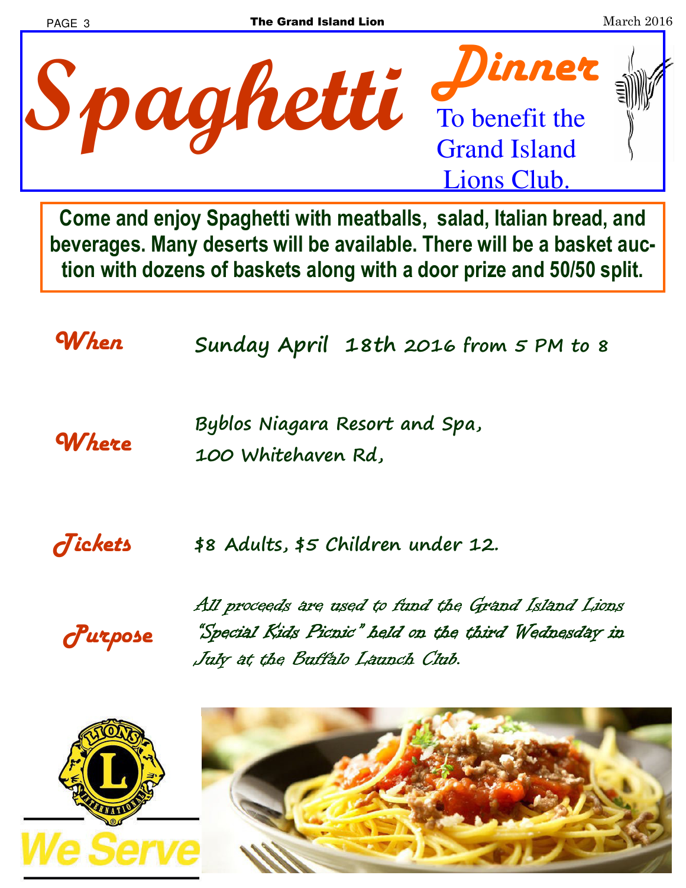# Spaghetti Dinner

To benefit the Grand Island Lions Club.

**Come and enjoy Spaghetti with meatballs, salad, Italian bread, and beverages. Many deserts will be available. There will be a basket auction with dozens of baskets along with a door prize and 50/50 split.**

**When** — Sunday April 18th 2016 from 5 PM to 8

**Where** — Byblos Niagara Resort and Spa, 100 Whitehaven Rd,

**Tickets** — $8 Adults, $5 Children under 12.

**Purpose** — *All proceeds are used to fund the Grand Island Lions "Special Kids Picnic" held on the third Wednesday in July at the Buffalo Launch Club.*

We Serve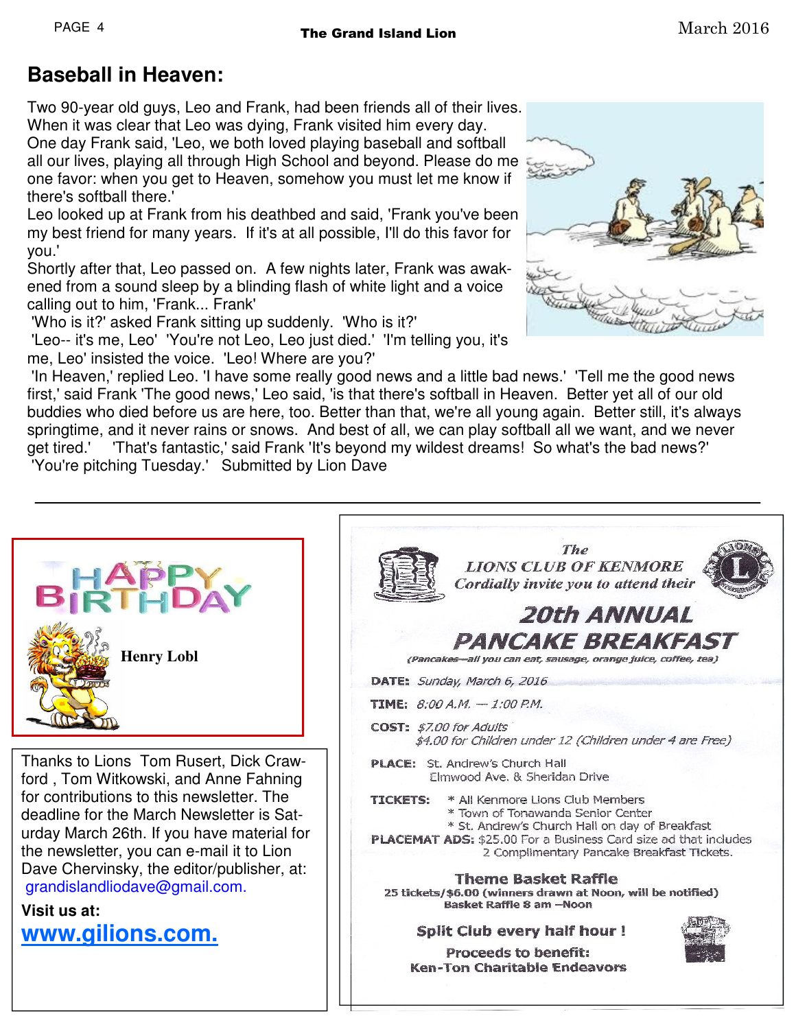## Baseball in Heaven:

Two 90-year old guys, Leo and Frank, had been friends all of their lives. When it was clear that Leo was dying, Frank visited him every day. One day Frank said, 'Leo, we both loved playing baseball and softball all our lives, playing all through High School and beyond. Please do me one favor: when you get to Heaven, somehow you must let me know if there's softball there.'

Leo looked up at Frank from his deathbed and said, 'Frank you've been my best friend for many years. If it's at all possible, I'll do this favor for you.'

Shortly after that, Leo passed on. A few nights later, Frank was awakened from a sound sleep by a blinding flash of white light and a voice calling out to him, 'Frank... Frank'

'Who is it?' asked Frank sitting up suddenly. 'Who is it?'

'Leo-- it's me, Leo' 'You're not Leo, Leo just died.' 'I'm telling you, it's me, Leo' insisted the voice. 'Leo! Where are you?'

'In Heaven,' replied Leo. 'I have some really good news and a little bad news.' 'Tell me the good news first,' said Frank 'The good news,' Leo said, 'is that there's softball in Heaven. Better yet all of our old buddies who died before us are here, too. Better than that, we're all young again. Better still, it's always springtime, and it never rains or snows. And best of all, we can play softball all we want, and we never get tired.' 'That's fantastic,' said Frank 'It's beyond my wildest dreams! So what's the bad news?'

'You're pitching Tuesday.' Submitted by Lion Dave

---

**HAPPY BIRTHDAY**

**Henry Lobl**

Thanks to Lions Tom Rusert, Dick Crawford , Tom Witkowski, and Anne Fahning for contributions to this newsletter. The deadline for the March Newsletter is Saturday March 26th. If you have material for the newsletter, you can e-mail it to Lion Dave Chervinsky, the editor/publisher, at: grandislandliodave@gmail.com.

**Visit us at:**

**www.gilions.com.**

---

*The*
*LIONS CLUB OF KENMORE*
*Cordially invite you to attend their*

**20th ANNUAL PANCAKE BREAKFAST**

*(Pancakes—all you can eat, sausage, orange juice, coffee, tea)*

**DATE:** *Sunday, March 6, 2016*

**TIME:** *8:00 A.M. — 1:00 P.M.*

**COST:** *$7.00 for Adults*
*$4.00 for Children under 12 (Children under 4 are Free)*

**PLACE:** St. Andrew's Church Hall
Elmwood Ave. & Sheridan Drive

**TICKETS:**
* All Kenmore Lions Club Members
* Town of Tonawanda Senior Center
* St. Andrew's Church Hall on day of Breakfast

**PLACEMAT ADS:** $25.00 For a Business Card size ad that includes 2 Complimentary Pancake Breakfast Tickets.

**Theme Basket Raffle**
**25 tickets/$6.00 (winners drawn at Noon, will be notified)**
**Basket Raffle 8 am —Noon**

**Split Club every half hour !**

**Proceeds to benefit:**
**Ken-Ton Charitable Endeavors**